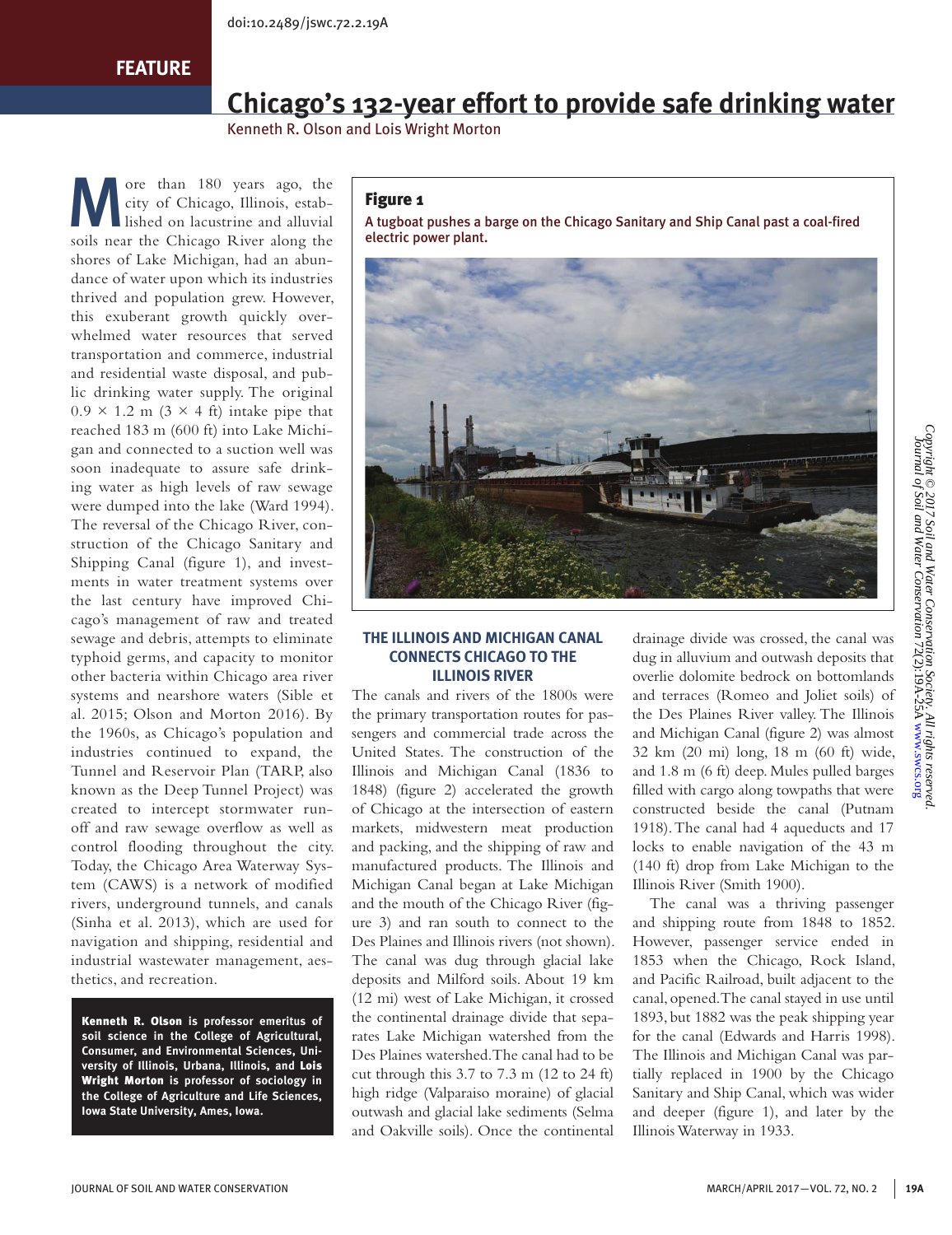doi:10.2489/jswc.72.2.19A

FEATURE

# Chicago's 132-year effort to provide safe drinking water

Kenneth R. Olson and Lois Wright Morton

More than 180 years ago, the city of Chicago, Illinois, established on lacustrine and alluvial soils near the Chicago River along the shores of Lake Michigan, had an abundance of water upon which its industries thrived and population grew. However, this exuberant growth quickly overwhelmed water resources that served transportation and commerce, industrial and residential waste disposal, and public drinking water supply. The original 0.9 × 1.2 m (3 × 4 ft) intake pipe that reached 183 m (600 ft) into Lake Michigan and connected to a suction well was soon inadequate to assure safe drinking water as high levels of raw sewage were dumped into the lake (Ward 1994). The reversal of the Chicago River, construction of the Chicago Sanitary and Shipping Canal (figure 1), and investments in water treatment systems over the last century have improved Chicago's management of raw and treated sewage and debris, attempts to eliminate typhoid germs, and capacity to monitor other bacteria within Chicago area river systems and nearshore waters (Sible et al. 2015; Olson and Morton 2016). By the 1960s, as Chicago's population and industries continued to expand, the Tunnel and Reservoir Plan (TARP, also known as the Deep Tunnel Project) was created to intercept stormwater runoff and raw sewage overflow as well as control flooding throughout the city. Today, the Chicago Area Waterway System (CAWS) is a network of modified rivers, underground tunnels, and canals (Sinha et al. 2013), which are used for navigation and shipping, residential and industrial wastewater management, aesthetics, and recreation.

**Kenneth R. Olson** is professor emeritus of soil science in the College of Agricultural, Consumer, and Environmental Sciences, University of Illinois, Urbana, Illinois, and **Lois Wright Morton** is professor of sociology in the College of Agriculture and Life Sciences, Iowa State University, Ames, Iowa.

**Figure 1**

A tugboat pushes a barge on the Chicago Sanitary and Ship Canal past a coal-fired electric power plant.

## THE ILLINOIS AND MICHIGAN CANAL CONNECTS CHICAGO TO THE ILLINOIS RIVER

The canals and rivers of the 1800s were the primary transportation routes for passengers and commercial trade across the United States. The construction of the Illinois and Michigan Canal (1836 to 1848) (figure 2) accelerated the growth of Chicago at the intersection of eastern markets, midwestern meat production and packing, and the shipping of raw and manufactured products. The Illinois and Michigan Canal began at Lake Michigan and the mouth of the Chicago River (figure 3) and ran south to connect to the Des Plaines and Illinois rivers (not shown). The canal was dug through glacial lake deposits and Milford soils. About 19 km (12 mi) west of Lake Michigan, it crossed the continental drainage divide that separates Lake Michigan watershed from the Des Plaines watershed. The canal had to be cut through this 3.7 to 7.3 m (12 to 24 ft) high ridge (Valparaiso moraine) of glacial outwash and glacial lake sediments (Selma and Oakville soils). Once the continental drainage divide was crossed, the canal was dug in alluvium and outwash deposits that overlie dolomite bedrock on bottomlands and terraces (Romeo and Joliet soils) of the Des Plaines River valley. The Illinois and Michigan Canal (figure 2) was almost 32 km (20 mi) long, 18 m (60 ft) wide, and 1.8 m (6 ft) deep. Mules pulled barges filled with cargo along towpaths that were constructed beside the canal (Putnam 1918). The canal had 4 aqueducts and 17 locks to enable navigation of the 43 m (140 ft) drop from Lake Michigan to the Illinois River (Smith 1900).

The canal was a thriving passenger and shipping route from 1848 to 1852. However, passenger service ended in 1853 when the Chicago, Rock Island, and Pacific Railroad, built adjacent to the canal, opened. The canal stayed in use until 1893, but 1882 was the peak shipping year for the canal (Edwards and Harris 1998). The Illinois and Michigan Canal was partially replaced in 1900 by the Chicago Sanitary and Ship Canal, which was wider and deeper (figure 1), and later by the Illinois Waterway in 1933.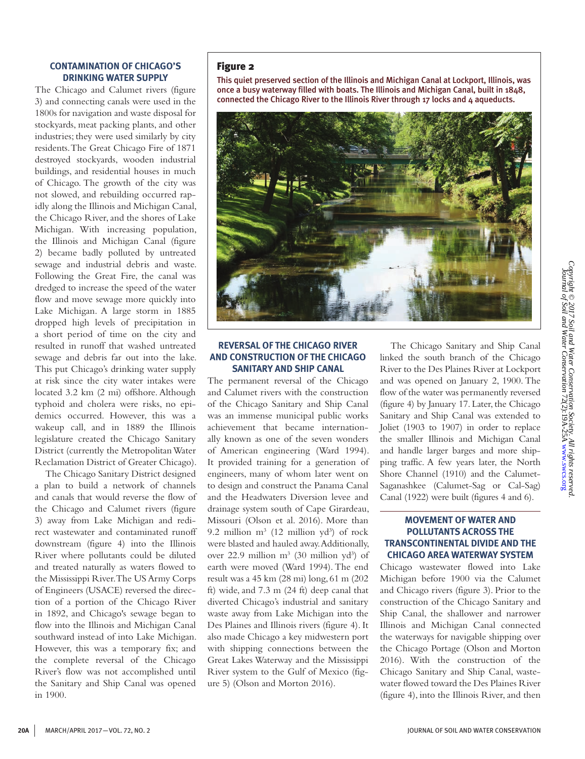## CONTAMINATION OF CHICAGO'S DRINKING WATER SUPPLY

The Chicago and Calumet rivers (figure 3) and connecting canals were used in the 1800s for navigation and waste disposal for stockyards, meat packing plants, and other industries; they were used similarly by city residents. The Great Chicago Fire of 1871 destroyed stockyards, wooden industrial buildings, and residential houses in much of Chicago. The growth of the city was not slowed, and rebuilding occurred rapidly along the Illinois and Michigan Canal, the Chicago River, and the shores of Lake Michigan. With increasing population, the Illinois and Michigan Canal (figure 2) became badly polluted by untreated sewage and industrial debris and waste. Following the Great Fire, the canal was dredged to increase the speed of the water flow and move sewage more quickly into Lake Michigan. A large storm in 1885 dropped high levels of precipitation in a short period of time on the city and resulted in runoff that washed untreated sewage and debris far out into the lake. This put Chicago's drinking water supply at risk since the city water intakes were located 3.2 km (2 mi) offshore. Although typhoid and cholera were risks, no epidemics occurred. However, this was a wakeup call, and in 1889 the Illinois legislature created the Chicago Sanitary District (currently the Metropolitan Water Reclamation District of Greater Chicago).

The Chicago Sanitary District designed a plan to build a network of channels and canals that would reverse the flow of the Chicago and Calumet rivers (figure 3) away from Lake Michigan and redirect wastewater and contaminated runoff downstream (figure 4) into the Illinois River where pollutants could be diluted and treated naturally as waters flowed to the Mississippi River. The US Army Corps of Engineers (USACE) reversed the direction of a portion of the Chicago River in 1892, and Chicago's sewage began to flow into the Illinois and Michigan Canal southward instead of into Lake Michigan. However, this was a temporary fix; and the complete reversal of the Chicago River's flow was not accomplished until the Sanitary and Ship Canal was opened in 1900.

**Figure 2**

This quiet preserved section of the Illinois and Michigan Canal at Lockport, Illinois, was once a busy waterway filled with boats. The Illinois and Michigan Canal, built in 1848, connected the Chicago River to the Illinois River through 17 locks and 4 aqueducts.

## REVERSAL OF THE CHICAGO RIVER AND CONSTRUCTION OF THE CHICAGO SANITARY AND SHIP CANAL

The permanent reversal of the Chicago and Calumet rivers with the construction of the Chicago Sanitary and Ship Canal was an immense municipal public works achievement that became internationally known as one of the seven wonders of American engineering (Ward 1994). It provided training for a generation of engineers, many of whom later went on to design and construct the Panama Canal and the Headwaters Diversion levee and drainage system south of Cape Girardeau, Missouri (Olson et al. 2016). More than 9.2 million m$^3$ (12 million yd$^3$) of rock were blasted and hauled away. Additionally, over 22.9 million m$^3$ (30 million yd$^3$) of earth were moved (Ward 1994). The end result was a 45 km (28 mi) long, 61 m (202 ft) wide, and 7.3 m (24 ft) deep canal that diverted Chicago's industrial and sanitary waste away from Lake Michigan into the Des Plaines and Illinois rivers (figure 4). It also made Chicago a key midwestern port with shipping connections between the Great Lakes Waterway and the Mississippi River system to the Gulf of Mexico (figure 5) (Olson and Morton 2016).

The Chicago Sanitary and Ship Canal linked the south branch of the Chicago River to the Des Plaines River at Lockport and was opened on January 2, 1900. The flow of the water was permanently reversed (figure 4) by January 17. Later, the Chicago Sanitary and Ship Canal was extended to Joliet (1903 to 1907) in order to replace the smaller Illinois and Michigan Canal and handle larger barges and more shipping traffic. A few years later, the North Shore Channel (1910) and the Calumet-Saganashkee (Calumet-Sag or Cal-Sag) Canal (1922) were built (figures 4 and 6).

## MOVEMENT OF WATER AND POLLUTANTS ACROSS THE TRANSCONTINENTAL DIVIDE AND THE CHICAGO AREA WATERWAY SYSTEM

Chicago wastewater flowed into Lake Michigan before 1900 via the Calumet and Chicago rivers (figure 3). Prior to the construction of the Chicago Sanitary and Ship Canal, the shallower and narrower Illinois and Michigan Canal connected the waterways for navigable shipping over the Chicago Portage (Olson and Morton 2016). With the construction of the Chicago Sanitary and Ship Canal, wastewater flowed toward the Des Plaines River (figure 4), into the Illinois River, and then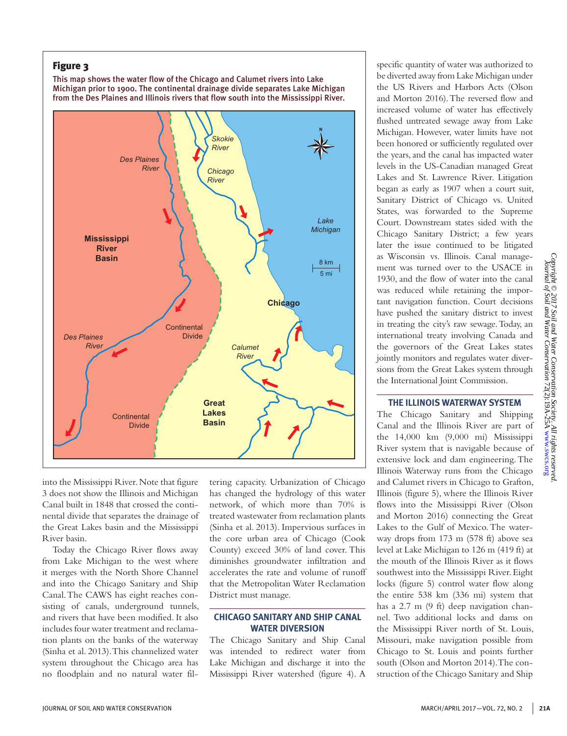**Figure 3**

This map shows the water flow of the Chicago and Calumet rivers into Lake Michigan prior to 1900. The continental drainage divide separates Lake Michigan from the Des Plaines and Illinois rivers that flow south into the Mississippi River.

into the Mississippi River. Note that figure 3 does not show the Illinois and Michigan Canal built in 1848 that crossed the continental divide that separates the drainage of the Great Lakes basin and the Mississippi River basin.

Today the Chicago River flows away from Lake Michigan to the west where it merges with the North Shore Channel and into the Chicago Sanitary and Ship Canal. The CAWS has eight reaches consisting of canals, underground tunnels, and rivers that have been modified. It also includes four water treatment and reclamation plants on the banks of the waterway (Sinha et al. 2013). This channelized water system throughout the Chicago area has no floodplain and no natural water filtering capacity. Urbanization of Chicago has changed the hydrology of this water network, of which more than 70% is treated wastewater from reclamation plants (Sinha et al. 2013). Impervious surfaces in the core urban area of Chicago (Cook County) exceed 30% of land cover. This diminishes groundwater infiltration and accelerates the rate and volume of runoff that the Metropolitan Water Reclamation District must manage.

## CHICAGO SANITARY AND SHIP CANAL WATER DIVERSION

The Chicago Sanitary and Ship Canal was intended to redirect water from Lake Michigan and discharge it into the Mississippi River watershed (figure 4). A specific quantity of water was authorized to be diverted away from Lake Michigan under the US Rivers and Harbors Acts (Olson and Morton 2016). The reversed flow and increased volume of water has effectively flushed untreated sewage away from Lake Michigan. However, water limits have not been honored or sufficiently regulated over the years, and the canal has impacted water levels in the US-Canadian managed Great Lakes and St. Lawrence River. Litigation began as early as 1907 when a court suit, Sanitary District of Chicago vs. United States, was forwarded to the Supreme Court. Downstream states sided with the Chicago Sanitary District; a few years later the issue continued to be litigated as Wisconsin vs. Illinois. Canal management was turned over to the USACE in 1930, and the flow of water into the canal was reduced while retaining the important navigation function. Court decisions have pushed the sanitary district to invest in treating the city's raw sewage. Today, an international treaty involving Canada and the governors of the Great Lakes states jointly monitors and regulates water diversions from the Great Lakes system through the International Joint Commission.

## THE ILLINOIS WATERWAY SYSTEM

The Chicago Sanitary and Shipping Canal and the Illinois River are part of the 14,000 km (9,000 mi) Mississippi River system that is navigable because of extensive lock and dam engineering. The Illinois Waterway runs from the Chicago and Calumet rivers in Chicago to Grafton, Illinois (figure 5), where the Illinois River flows into the Mississippi River (Olson and Morton 2016) connecting the Great Lakes to the Gulf of Mexico. The waterway drops from 173 m (578 ft) above sea level at Lake Michigan to 126 m (419 ft) at the mouth of the Illinois River as it flows southwest into the Mississippi River. Eight locks (figure 5) control water flow along the entire 538 km (336 mi) system that has a 2.7 m (9 ft) deep navigation channel. Two additional locks and dams on the Mississippi River north of St. Louis, Missouri, make navigation possible from Chicago to St. Louis and points further south (Olson and Morton 2014). The construction of the Chicago Sanitary and Ship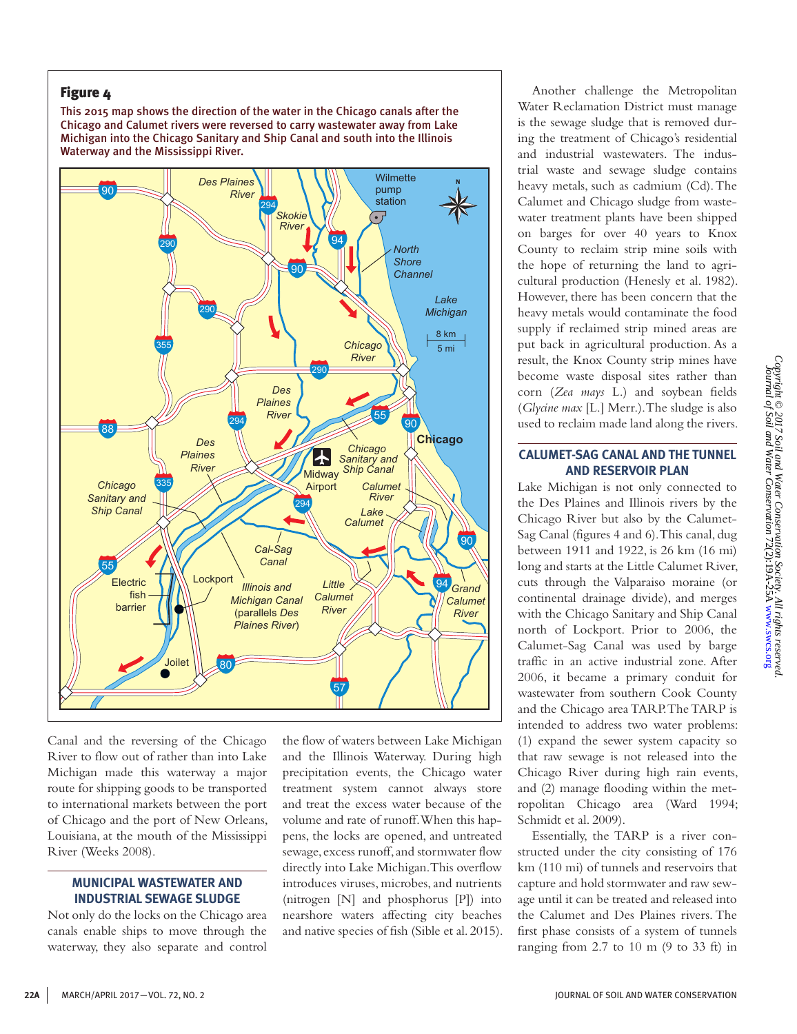**Figure 4**

This 2015 map shows the direction of the water in the Chicago canals after the Chicago and Calumet rivers were reversed to carry wastewater away from Lake Michigan into the Chicago Sanitary and Ship Canal and south into the Illinois Waterway and the Mississippi River.

Canal and the reversing of the Chicago River to flow out of rather than into Lake Michigan made this waterway a major route for shipping goods to be transported to international markets between the port of Chicago and the port of New Orleans, Louisiana, at the mouth of the Mississippi River (Weeks 2008).

## MUNICIPAL WASTEWATER AND INDUSTRIAL SEWAGE SLUDGE

Not only do the locks on the Chicago area canals enable ships to move through the waterway, they also separate and control the flow of waters between Lake Michigan and the Illinois Waterway. During high precipitation events, the Chicago water treatment system cannot always store and treat the excess water because of the volume and rate of runoff. When this happens, the locks are opened, and untreated sewage, excess runoff, and stormwater flow directly into Lake Michigan. This overflow introduces viruses, microbes, and nutrients (nitrogen [N] and phosphorus [P]) into nearshore waters affecting city beaches and native species of fish (Sible et al. 2015).

Another challenge the Metropolitan Water Reclamation District must manage is the sewage sludge that is removed during the treatment of Chicago's residential and industrial wastewaters. The industrial waste and sewage sludge contains heavy metals, such as cadmium (Cd). The Calumet and Chicago sludge from wastewater treatment plants have been shipped on barges for over 40 years to Knox County to reclaim strip mine soils with the hope of returning the land to agricultural production (Henesly et al. 1982). However, there has been concern that the heavy metals would contaminate the food supply if reclaimed strip mined areas are put back in agricultural production. As a result, the Knox County strip mines have become waste disposal sites rather than corn (*Zea mays* L.) and soybean fields (*Glycine max* [L.] Merr.). The sludge is also used to reclaim made land along the rivers.

## CALUMET-SAG CANAL AND THE TUNNEL AND RESERVOIR PLAN

Lake Michigan is not only connected to the Des Plaines and Illinois rivers by the Chicago River but also by the Calumet-Sag Canal (figures 4 and 6). This canal, dug between 1911 and 1922, is 26 km (16 mi) long and starts at the Little Calumet River, cuts through the Valparaiso moraine (or continental drainage divide), and merges with the Chicago Sanitary and Ship Canal north of Lockport. Prior to 2006, the Calumet-Sag Canal was used by barge traffic in an active industrial zone. After 2006, it became a primary conduit for wastewater from southern Cook County and the Chicago area TARP. The TARP is intended to address two water problems: (1) expand the sewer system capacity so that raw sewage is not released into the Chicago River during high rain events, and (2) manage flooding within the metropolitan Chicago area (Ward 1994; Schmidt et al. 2009).

Essentially, the TARP is a river constructed under the city consisting of 176 km (110 mi) of tunnels and reservoirs that capture and hold stormwater and raw sewage until it can be treated and released into the Calumet and Des Plaines rivers. The first phase consists of a system of tunnels ranging from 2.7 to 10 m (9 to 33 ft) in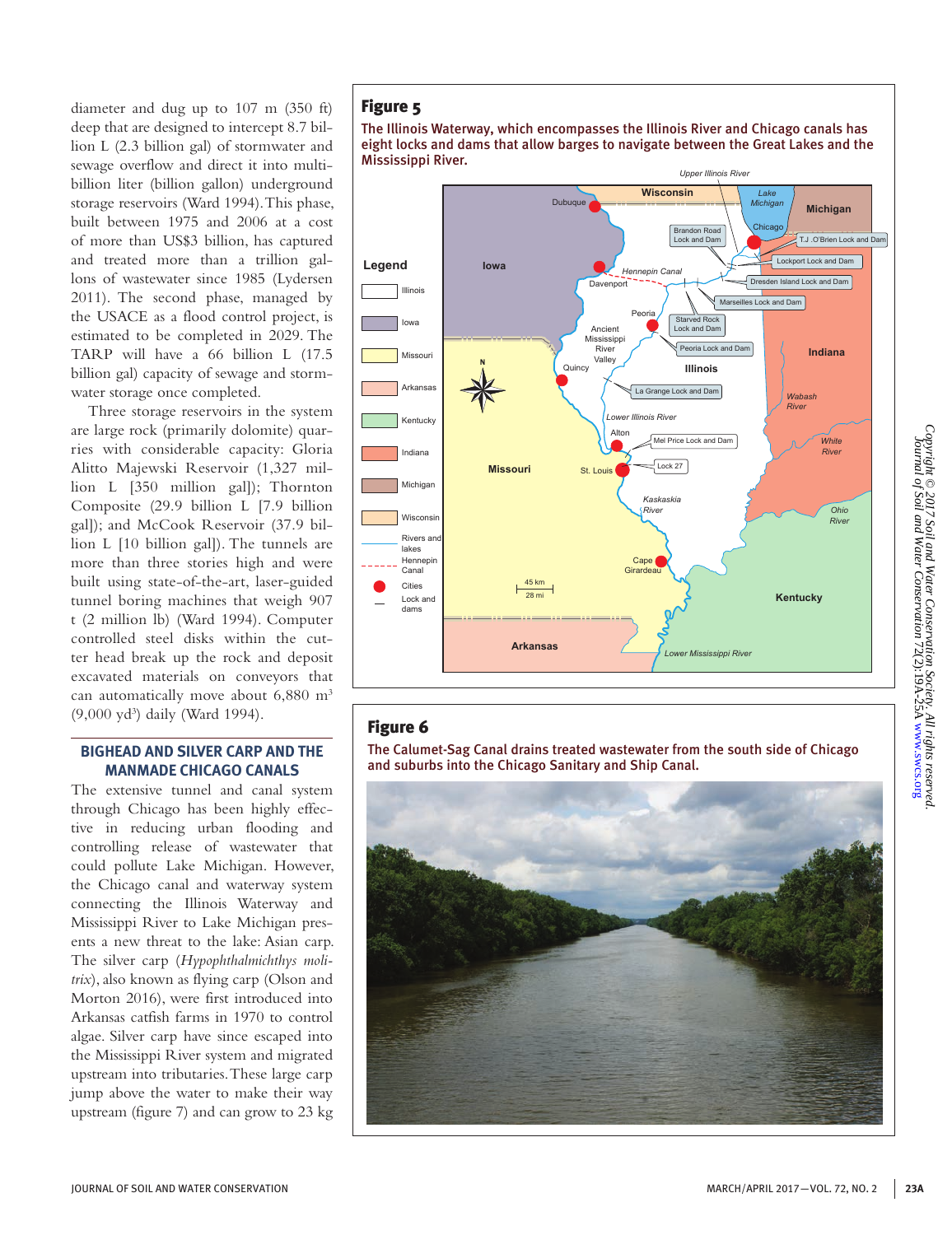diameter and dug up to 107 m (350 ft) deep that are designed to intercept 8.7 billion L (2.3 billion gal) of stormwater and sewage overflow and direct it into multibillion liter (billion gallon) underground storage reservoirs (Ward 1994). This phase, built between 1975 and 2006 at a cost of more than US$3 billion, has captured and treated more than a trillion gallons of wastewater since 1985 (Lydersen 2011). The second phase, managed by the USACE as a flood control project, is estimated to be completed in 2029. The TARP will have a 66 billion L (17.5 billion gal) capacity of sewage and stormwater storage once completed.

Three storage reservoirs in the system are large rock (primarily dolomite) quarries with considerable capacity: Gloria Alitto Majewski Reservoir (1,327 million L [350 million gal]); Thornton Composite (29.9 billion L [7.9 billion gal]); and McCook Reservoir (37.9 billion L [10 billion gal]). The tunnels are more than three stories high and were built using state-of-the-art, laser-guided tunnel boring machines that weigh 907 t (2 million lb) (Ward 1994). Computer controlled steel disks within the cutter head break up the rock and deposit excavated materials on conveyors that can automatically move about 6,880 m$^3$ (9,000 yd$^3$) daily (Ward 1994).

## BIGHEAD AND SILVER CARP AND THE MANMADE CHICAGO CANALS

The extensive tunnel and canal system through Chicago has been highly effective in reducing urban flooding and controlling release of wastewater that could pollute Lake Michigan. However, the Chicago canal and waterway system connecting the Illinois Waterway and Mississippi River to Lake Michigan presents a new threat to the lake: Asian carp. The silver carp (*Hypophthalmichthys molitrix*), also known as flying carp (Olson and Morton 2016), were first introduced into Arkansas catfish farms in 1970 to control algae. Silver carp have since escaped into the Mississippi River system and migrated upstream into tributaries. These large carp jump above the water to make their way upstream (figure 7) and can grow to 23 kg

**Figure 5**

The Illinois Waterway, which encompasses the Illinois River and Chicago canals has eight locks and dams that allow barges to navigate between the Great Lakes and the Mississippi River.

**Figure 6**

The Calumet-Sag Canal drains treated wastewater from the south side of Chicago and suburbs into the Chicago Sanitary and Ship Canal.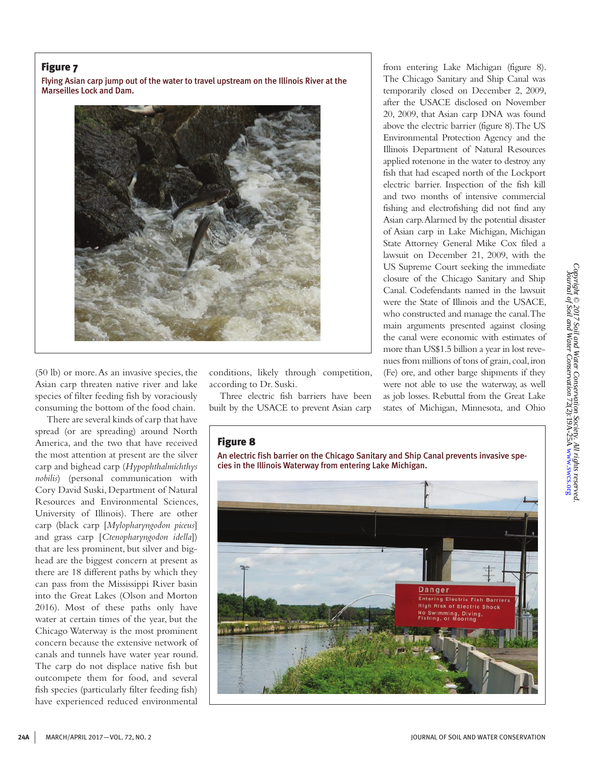**Figure 7**

Flying Asian carp jump out of the water to travel upstream on the Illinois River at the Marseilles Lock and Dam.

(50 lb) or more. As an invasive species, the Asian carp threaten native river and lake species of filter feeding fish by voraciously consuming the bottom of the food chain.

There are several kinds of carp that have spread (or are spreading) around North America, and the two that have received the most attention at present are the silver carp and bighead carp (*Hypophthalmichthys nobilis*) (personal communication with Cory David Suski, Department of Natural Resources and Environmental Sciences, University of Illinois). There are other carp (black carp [*Mylopharyngodon piceus*] and grass carp [*Ctenopharyngodon idella*]) that are less prominent, but silver and bighead are the biggest concern at present as there are 18 different paths by which they can pass from the Mississippi River basin into the Great Lakes (Olson and Morton 2016). Most of these paths only have water at certain times of the year, but the Chicago Waterway is the most prominent concern because the extensive network of canals and tunnels have water year round. The carp do not displace native fish but outcompete them for food, and several fish species (particularly filter feeding fish) have experienced reduced environmental conditions, likely through competition, according to Dr. Suski.

Three electric fish barriers have been built by the USACE to prevent Asian carp from entering Lake Michigan (figure 8). The Chicago Sanitary and Ship Canal was temporarily closed on December 2, 2009, after the USACE disclosed on November 20, 2009, that Asian carp DNA was found above the electric barrier (figure 8). The US Environmental Protection Agency and the Illinois Department of Natural Resources applied rotenone in the water to destroy any fish that had escaped north of the Lockport electric barrier. Inspection of the fish kill and two months of intensive commercial fishing and electrofishing did not find any Asian carp. Alarmed by the potential disaster of Asian carp in Lake Michigan, Michigan State Attorney General Mike Cox filed a lawsuit on December 21, 2009, with the US Supreme Court seeking the immediate closure of the Chicago Sanitary and Ship Canal. Codefendants named in the lawsuit were the State of Illinois and the USACE, who constructed and manage the canal. The main arguments presented against closing the canal were economic with estimates of more than US$1.5 billion a year in lost revenues from millions of tons of grain, coal, iron (Fe) ore, and other barge shipments if they were not able to use the waterway, as well as job losses. Rebuttal from the Great Lake states of Michigan, Minnesota, and Ohio

**Figure 8**

An electric fish barrier on the Chicago Sanitary and Ship Canal prevents invasive species in the Illinois Waterway from entering Lake Michigan.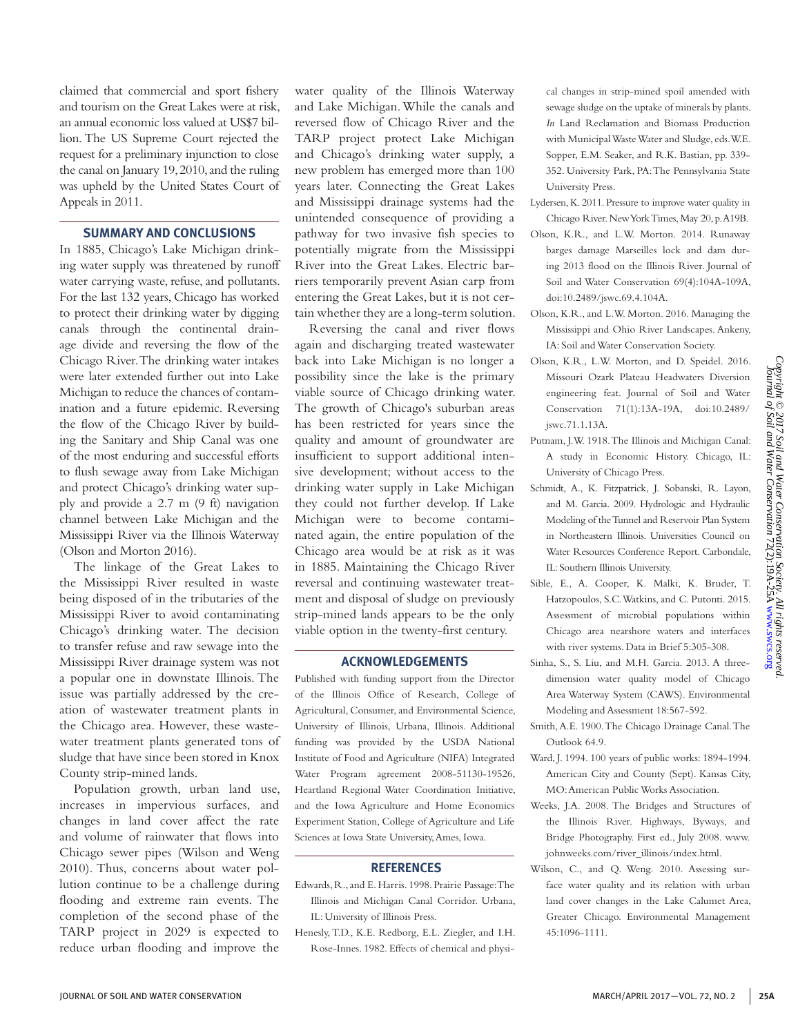claimed that commercial and sport fishery and tourism on the Great Lakes were at risk, an annual economic loss valued at US$7 billion. The US Supreme Court rejected the request for a preliminary injunction to close the canal on January 19, 2010, and the ruling was upheld by the United States Court of Appeals in 2011.

## SUMMARY AND CONCLUSIONS

In 1885, Chicago's Lake Michigan drinking water supply was threatened by runoff water carrying waste, refuse, and pollutants. For the last 132 years, Chicago has worked to protect their drinking water by digging canals through the continental drainage divide and reversing the flow of the Chicago River. The drinking water intakes were later extended further out into Lake Michigan to reduce the chances of contamination and a future epidemic. Reversing the flow of the Chicago River by building the Sanitary and Ship Canal was one of the most enduring and successful efforts to flush sewage away from Lake Michigan and protect Chicago's drinking water supply and provide a 2.7 m (9 ft) navigation channel between Lake Michigan and the Mississippi River via the Illinois Waterway (Olson and Morton 2016).

The linkage of the Great Lakes to the Mississippi River resulted in waste being disposed of in the tributaries of the Mississippi River to avoid contaminating Chicago's drinking water. The decision to transfer refuse and raw sewage into the Mississippi River drainage system was not a popular one in downstate Illinois. The issue was partially addressed by the creation of wastewater treatment plants in the Chicago area. However, these wastewater treatment plants generated tons of sludge that have since been stored in Knox County strip-mined lands.

Population growth, urban land use, increases in impervious surfaces, and changes in land cover affect the rate and volume of rainwater that flows into Chicago sewer pipes (Wilson and Weng 2010). Thus, concerns about water pollution continue to be a challenge during flooding and extreme rain events. The completion of the second phase of the TARP project in 2029 is expected to reduce urban flooding and improve the water quality of the Illinois Waterway and Lake Michigan. While the canals and reversed flow of Chicago River and the TARP project protect Lake Michigan and Chicago's drinking water supply, a new problem has emerged more than 100 years later. Connecting the Great Lakes and Mississippi drainage systems had the unintended consequence of providing a pathway for two invasive fish species to potentially migrate from the Mississippi River into the Great Lakes. Electric barriers temporarily prevent Asian carp from entering the Great Lakes, but it is not certain whether they are a long-term solution.

Reversing the canal and river flows again and discharging treated wastewater back into Lake Michigan is no longer a possibility since the lake is the primary viable source of Chicago drinking water. The growth of Chicago's suburban areas has been restricted for years since the quality and amount of groundwater are insufficient to support additional intensive development; without access to the drinking water supply in Lake Michigan they could not further develop. If Lake Michigan were to become contaminated again, the entire population of the Chicago area would be at risk as it was in 1885. Maintaining the Chicago River reversal and continuing wastewater treatment and disposal of sludge on previously strip-mined lands appears to be the only viable option in the twenty-first century.

## ACKNOWLEDGEMENTS

Published with funding support from the Director of the Illinois Office of Research, College of Agricultural, Consumer, and Environmental Science, University of Illinois, Urbana, Illinois. Additional funding was provided by the USDA National Institute of Food and Agriculture (NIFA) Integrated Water Program agreement 2008-51130-19526, Heartland Regional Water Coordination Initiative, and the Iowa Agriculture and Home Economics Experiment Station, College of Agriculture and Life Sciences at Iowa State University, Ames, Iowa.

## REFERENCES

Edwards, R., and E. Harris. 1998. Prairie Passage: The Illinois and Michigan Canal Corridor. Urbana, IL: University of Illinois Press.

Henesly, T.D., K.E. Redborg, E.L. Ziegler, and I.H. Rose-Innes. 1982. Effects of chemical and physical changes in strip-mined spoil amended with sewage sludge on the uptake of minerals by plants. *In* Land Reclamation and Biomass Production with Municipal Waste Water and Sludge, eds. W.E. Sopper, E.M. Seaker, and R.K. Bastian, pp. 339-352. University Park, PA: The Pennsylvania State University Press.

Lydersen, K. 2011. Pressure to improve water quality in Chicago River. New York Times, May 20, p. A19B.

Olson, K.R., and L.W. Morton. 2014. Runaway barges damage Marseilles lock and dam during 2013 flood on the Illinois River. Journal of Soil and Water Conservation 69(4):104A-109A, doi:10.2489/jswc.69.4.104A.

Olson, K.R., and L.W. Morton. 2016. Managing the Mississippi and Ohio River Landscapes. Ankeny, IA: Soil and Water Conservation Society.

Olson, K.R., L.W. Morton, and D. Speidel. 2016. Missouri Ozark Plateau Headwaters Diversion engineering feat. Journal of Soil and Water Conservation 71(1):13A-19A, doi:10.2489/jswc.71.1.13A.

Putnam, J.W. 1918. The Illinois and Michigan Canal: A study in Economic History. Chicago, IL: University of Chicago Press.

Schmidt, A., K. Fitzpatrick, J. Sobanski, R. Layon, and M. Garcia. 2009. Hydrologic and Hydraulic Modeling of the Tunnel and Reservoir Plan System in Northeastern Illinois. Universities Council on Water Resources Conference Report. Carbondale, IL: Southern Illinois University.

Sible, E., A. Cooper, K. Malki, K. Bruder, T. Hatzopoulos, S.C. Watkins, and C. Putonti. 2015. Assessment of microbial populations within Chicago area nearshore waters and interfaces with river systems. Data in Brief 5:305-308.

Sinha, S., S. Liu, and M.H. Garcia. 2013. A three-dimension water quality model of Chicago Area Waterway System (CAWS). Environmental Modeling and Assessment 18:567-592.

Smith, A.E. 1900. The Chicago Drainage Canal. The Outlook 64.9.

Ward, J. 1994. 100 years of public works: 1894-1994. American City and County (Sept). Kansas City, MO: American Public Works Association.

Weeks, J.A. 2008. The Bridges and Structures of the Illinois River. Highways, Byways, and Bridge Photography. First ed., July 2008. www.johnweeks.com/river_illinois/index.html.

Wilson, C., and Q. Weng. 2010. Assessing surface water quality and its relation with urban land cover changes in the Lake Calumet Area, Greater Chicago. Environmental Management 45:1096-1111.